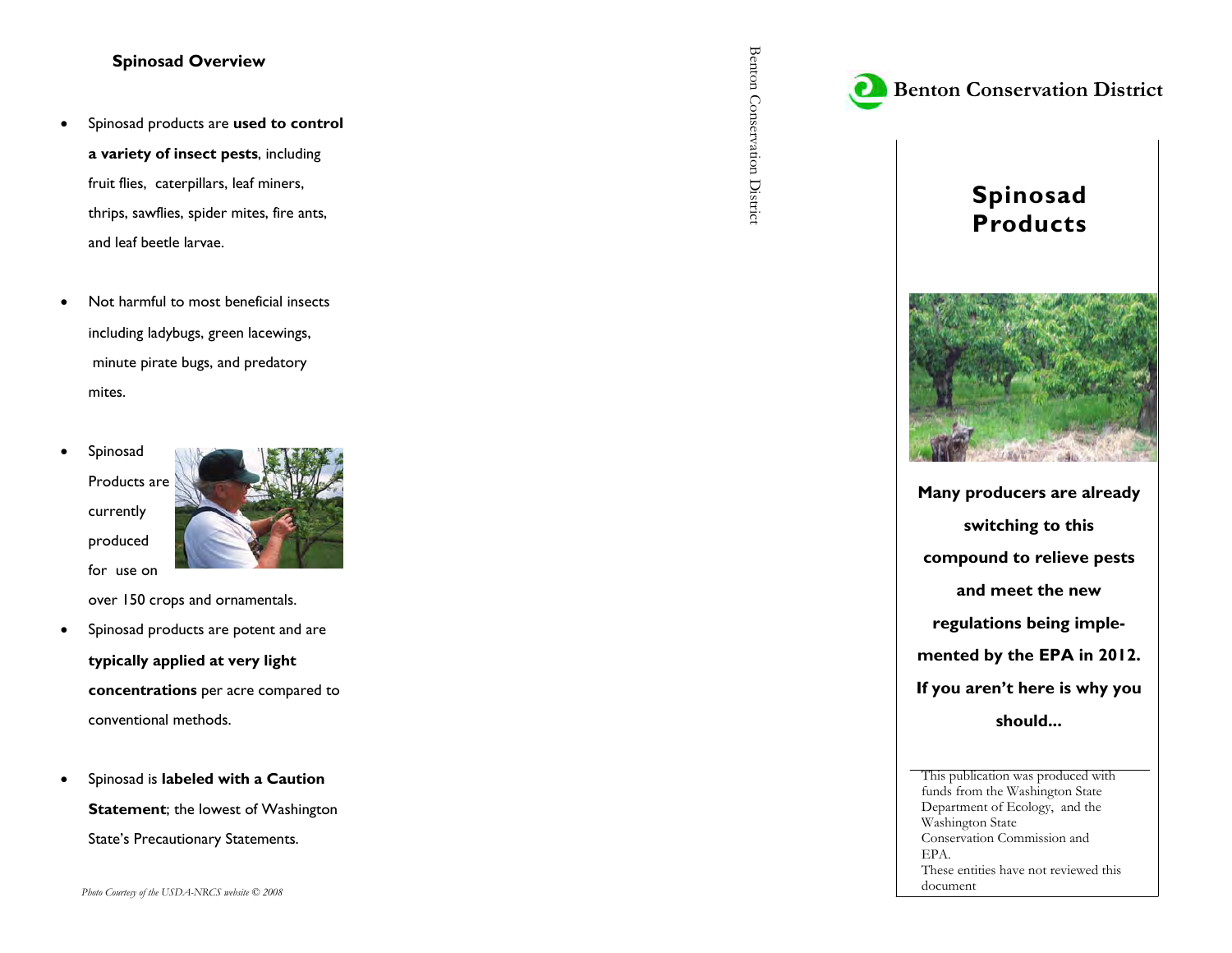## Spinosad Overview

- Spinosad products are **used to control a variety of insect pests**, including fruit flies, caterpillars, leaf miners, thrips, sawflies, spider mites, fire ants, and leaf beetle larvae.
- Not harmful to most beneficial insects including ladybugs, green lacewings, minute pirate bugs, and predatory mites.
- Spinosad Products are currently produced for use on over 150 crops and ornamentals.
- Spinosad products are potent and are **typically applied at very light concentrations** per acre compared to conventional methods.
- Spinosad is **labeled with a Caution Statement**; the lowest of Washington State's Precautionary Statements.

*Photo Courtesy of the USDA-NRCS website © 2008*

Benton Conservation District

# Benton Conservation District

# Spinosad Products

**Many producers are already switching to this compound to relieve pests and meet the new regulations being implemented by the EPA in 2012. If you aren't here is why you should...**

This publication was produced with funds from the Washington State Department of Ecology, and the Washington State Conservation Commission and EPA. These entities have not reviewed this document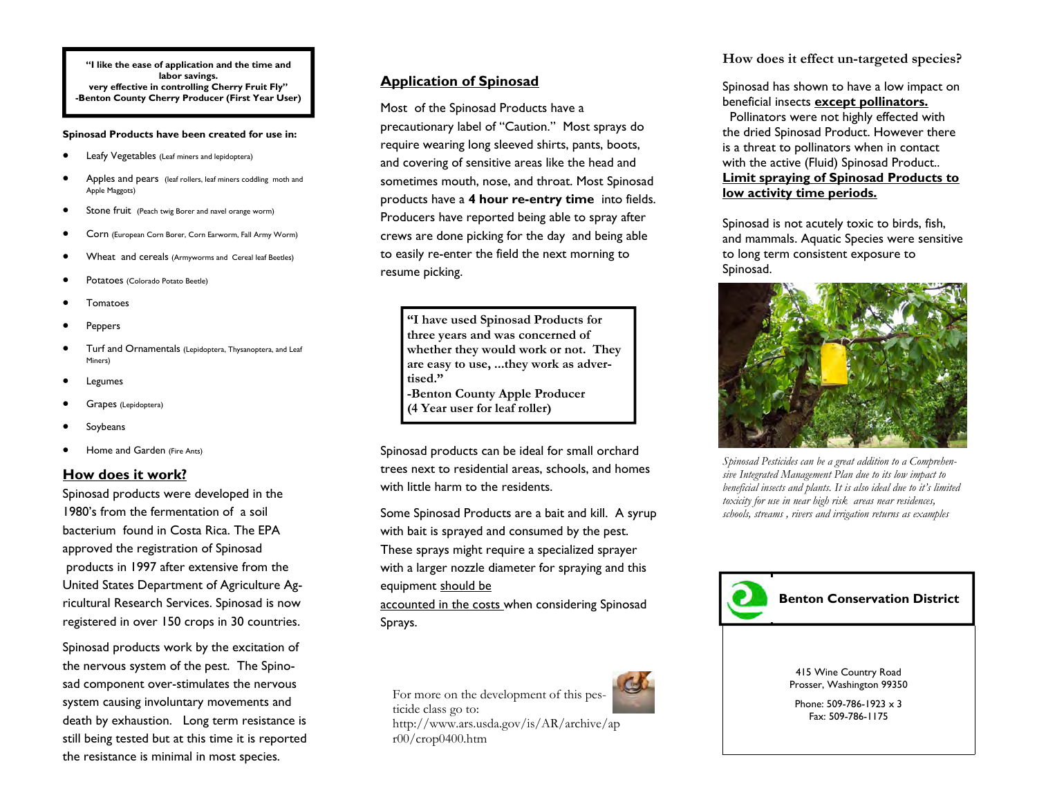**"I like the ease of application and the time and labor savings. very effective in controlling Cherry Fruit Fly"**
**-Benton County Cherry Producer (First Year User)**

**Spinosad Products have been created for use in:**

- Leafy Vegetables (Leaf miners and lepidoptera)
- Apples and pears (leaf rollers, leaf miners coddling moth and Apple Maggots)
- Stone fruit (Peach twig Borer and navel orange worm)
- Corn (European Corn Borer, Corn Earworm, Fall Army Worm)
- Wheat and cereals (Armyworms and Cereal leaf Beetles)
- Potatoes (Colorado Potato Beetle)
- Tomatoes
- Peppers
- Turf and Ornamentals (Lepidoptera, Thysanoptera, and Leaf Miners)
- Legumes
- Grapes (Lepidoptera)
- Soybeans
- Home and Garden (Fire Ants)

## How does it work?

Spinosad products were developed in the 1980's from the fermentation of a soil bacterium found in Costa Rica. The EPA approved the registration of Spinosad products in 1997 after extensive from the United States Department of Agriculture Agricultural Research Services. Spinosad is now registered in over 150 crops in 30 countries.

Spinosad products work by the excitation of the nervous system of the pest. The Spinosad component over-stimulates the nervous system causing involuntary movements and death by exhaustion. Long term resistance is still being tested but at this time it is reported the resistance is minimal in most species.

## Application of Spinosad

Most of the Spinosad Products have a precautionary label of "Caution." Most sprays do require wearing long sleeved shirts, pants, boots, and covering of sensitive areas like the head and sometimes mouth, nose, and throat. Most Spinosad products have a **4 hour re-entry time** into fields. Producers have reported being able to spray after crews are done picking for the day and being able to easily re-enter the field the next morning to resume picking.

**"I have used Spinosad Products for three years and was concerned of whether they would work or not. They are easy to use, ...they work as advertised."**
**-Benton County Apple Producer**
**(4 Year user for leaf roller)**

Spinosad products can be ideal for small orchard trees next to residential areas, schools, and homes with little harm to the residents.

Some Spinosad Products are a bait and kill. A syrup with bait is sprayed and consumed by the pest. These sprays might require a specialized sprayer with a larger nozzle diameter for spraying and this equipment should be accounted in the costs when considering Spinosad Sprays.

For more on the development of this pesticide class go to: http://www.ars.usda.gov/is/AR/archive/apr00/crop0400.htm

## How does it effect un-targeted species?

Spinosad has shown to have a low impact on beneficial insects **except pollinators.** Pollinators were not highly effected with the dried Spinosad Product. However there is a threat to pollinators when in contact with the active (Fluid) Spinosad Product.. **Limit spraying of Spinosad Products to low activity time periods.**

Spinosad is not acutely toxic to birds, fish, and mammals. Aquatic Species were sensitive to long term consistent exposure to Spinosad.

*Spinosad Pesticides can be a great addition to a Comprehensive Integrated Management Plan due to its low impact to beneficial insects and plants. It is also ideal due to it's limited toxicity for use in near high risk areas near residences, schools, streams , rivers and irrigation returns as examples*

**Benton Conservation District**

415 Wine Country Road
Prosser, Washington 99350

Phone: 509-786-1923 x 3
Fax: 509-786-1175